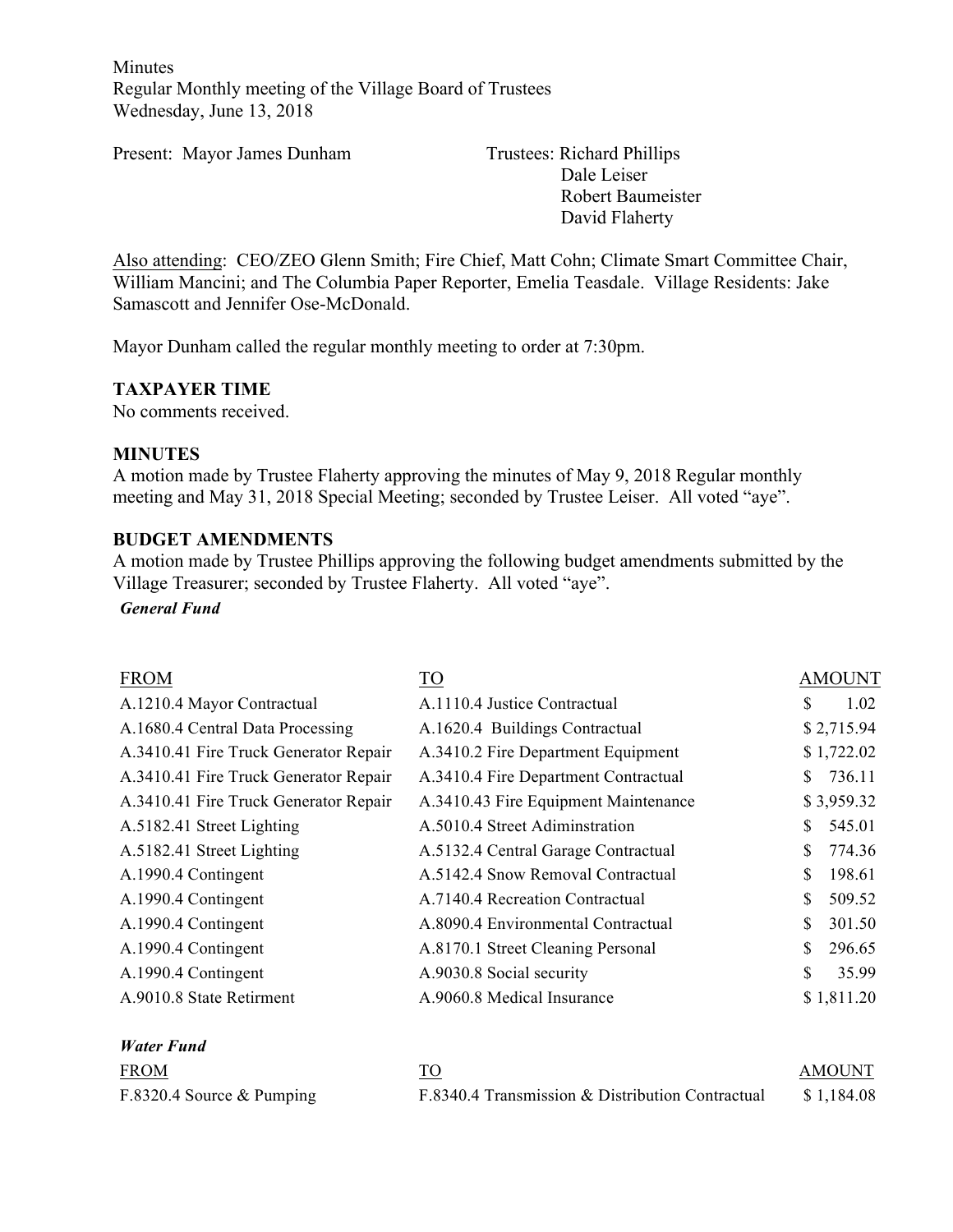Minutes
Regular Monthly meeting of the Village Board of Trustees
Wednesday, June 13, 2018

Present: Mayor James Dunham

Trustees: Richard Phillips
Dale Leiser
Robert Baumeister
David Flaherty

Also attending: CEO/ZEO Glenn Smith; Fire Chief, Matt Cohn; Climate Smart Committee Chair, William Mancini; and The Columbia Paper Reporter, Emelia Teasdale. Village Residents: Jake Samascott and Jennifer Ose-McDonald.

Mayor Dunham called the regular monthly meeting to order at 7:30pm.

**TAXPAYER TIME**

No comments received.

**MINUTES**

A motion made by Trustee Flaherty approving the minutes of May 9, 2018 Regular monthly meeting and May 31, 2018 Special Meeting; seconded by Trustee Leiser. All voted "aye".

**BUDGET AMENDMENTS**

A motion made by Trustee Phillips approving the following budget amendments submitted by the Village Treasurer; seconded by Trustee Flaherty. All voted "aye".

***General Fund***

| FROM | TO | AMOUNT |
|---|---|---|
| A.1210.4 Mayor Contractual | A.1110.4 Justice Contractual | $ 1.02 |
| A.1680.4 Central Data Processing | A.1620.4 Buildings Contractual | $ 2,715.94 |
| A.3410.41 Fire Truck Generator Repair | A.3410.2 Fire Department Equipment | $ 1,722.02 |
| A.3410.41 Fire Truck Generator Repair | A.3410.4 Fire Department Contractual | $ 736.11 |
| A.3410.41 Fire Truck Generator Repair | A.3410.43 Fire Equipment Maintenance | $ 3,959.32 |
| A.5182.41 Street Lighting | A.5010.4 Street Adiminstration | $ 545.01 |
| A.5182.41 Street Lighting | A.5132.4 Central Garage Contractual | $ 774.36 |
| A.1990.4 Contingent | A.5142.4 Snow Removal Contractual | $ 198.61 |
| A.1990.4 Contingent | A.7140.4 Recreation Contractual | $ 509.52 |
| A.1990.4 Contingent | A.8090.4 Environmental Contractual | $ 301.50 |
| A.1990.4 Contingent | A.8170.1 Street Cleaning Personal | $ 296.65 |
| A.1990.4 Contingent | A.9030.8 Social security | $ 35.99 |
| A.9010.8 State Retirment | A.9060.8 Medical Insurance | $ 1,811.20 |

***Water Fund***

| FROM | TO | AMOUNT |
|---|---|---|
| F.8320.4 Source & Pumping | F.8340.4 Transmission & Distribution Contractual | $ 1,184.08 |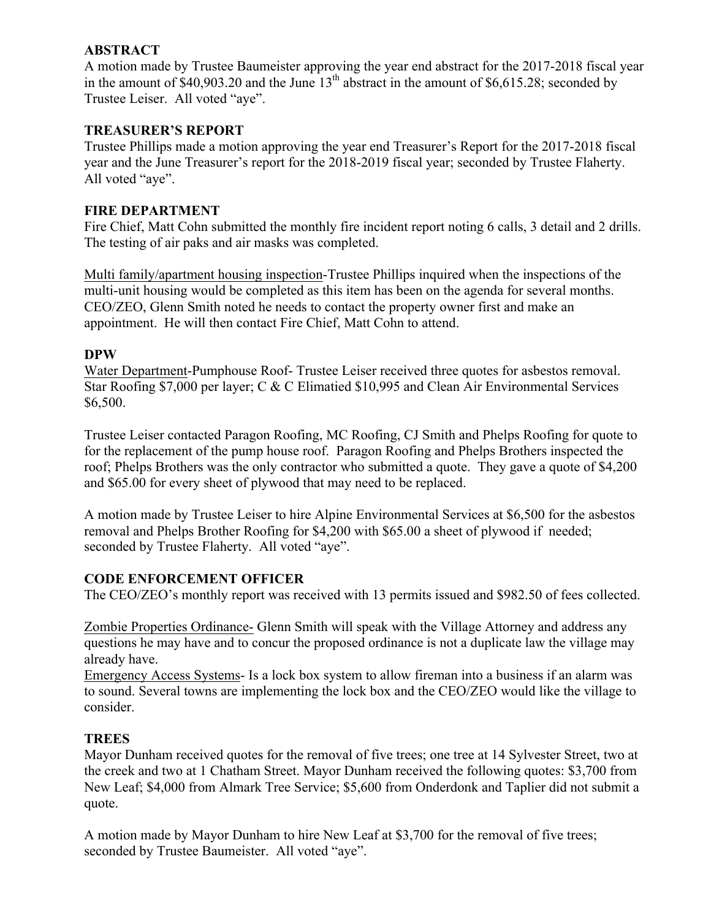## ABSTRACT

A motion made by Trustee Baumeister approving the year end abstract for the 2017-2018 fiscal year in the amount of $40,903.20 and the June 13th abstract in the amount of $6,615.28; seconded by Trustee Leiser. All voted "aye".

## TREASURER'S REPORT

Trustee Phillips made a motion approving the year end Treasurer's Report for the 2017-2018 fiscal year and the June Treasurer's report for the 2018-2019 fiscal year; seconded by Trustee Flaherty. All voted "aye".

## FIRE DEPARTMENT

Fire Chief, Matt Cohn submitted the monthly fire incident report noting 6 calls, 3 detail and 2 drills. The testing of air paks and air masks was completed.

Multi family/apartment housing inspection-Trustee Phillips inquired when the inspections of the multi-unit housing would be completed as this item has been on the agenda for several months. CEO/ZEO, Glenn Smith noted he needs to contact the property owner first and make an appointment. He will then contact Fire Chief, Matt Cohn to attend.

## DPW

Water Department-Pumphouse Roof- Trustee Leiser received three quotes for asbestos removal. Star Roofing $7,000 per layer; C & C Elimatied $10,995 and Clean Air Environmental Services $6,500.

Trustee Leiser contacted Paragon Roofing, MC Roofing, CJ Smith and Phelps Roofing for quote to for the replacement of the pump house roof. Paragon Roofing and Phelps Brothers inspected the roof; Phelps Brothers was the only contractor who submitted a quote. They gave a quote of $4,200 and $65.00 for every sheet of plywood that may need to be replaced.

A motion made by Trustee Leiser to hire Alpine Environmental Services at $6,500 for the asbestos removal and Phelps Brother Roofing for $4,200 with $65.00 a sheet of plywood if needed; seconded by Trustee Flaherty. All voted "aye".

## CODE ENFORCEMENT OFFICER

The CEO/ZEO's monthly report was received with 13 permits issued and $982.50 of fees collected.

Zombie Properties Ordinance- Glenn Smith will speak with the Village Attorney and address any questions he may have and to concur the proposed ordinance is not a duplicate law the village may already have.

Emergency Access Systems- Is a lock box system to allow fireman into a business if an alarm was to sound. Several towns are implementing the lock box and the CEO/ZEO would like the village to consider.

## TREES

Mayor Dunham received quotes for the removal of five trees; one tree at 14 Sylvester Street, two at the creek and two at 1 Chatham Street. Mayor Dunham received the following quotes: $3,700 from New Leaf; $4,000 from Almark Tree Service; $5,600 from Onderdonk and Taplier did not submit a quote.

A motion made by Mayor Dunham to hire New Leaf at $3,700 for the removal of five trees; seconded by Trustee Baumeister. All voted "aye".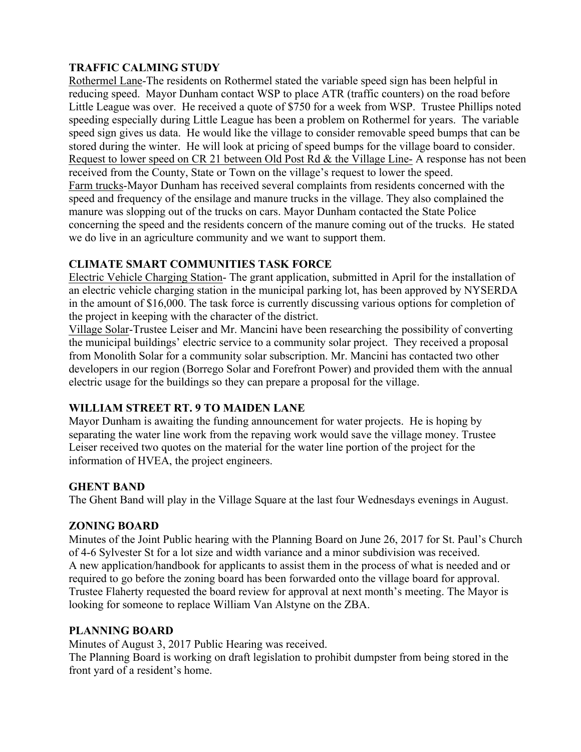### TRAFFIC CALMING STUDY

Rothermel Lane-The residents on Rothermel stated the variable speed sign has been helpful in reducing speed. Mayor Dunham contact WSP to place ATR (traffic counters) on the road before Little League was over. He received a quote of $750 for a week from WSP. Trustee Phillips noted speeding especially during Little League has been a problem on Rothermel for years. The variable speed sign gives us data. He would like the village to consider removable speed bumps that can be stored during the winter. He will look at pricing of speed bumps for the village board to consider.
Request to lower speed on CR 21 between Old Post Rd & the Village Line- A response has not been received from the County, State or Town on the village's request to lower the speed.
Farm trucks-Mayor Dunham has received several complaints from residents concerned with the speed and frequency of the ensilage and manure trucks in the village. They also complained the manure was slopping out of the trucks on cars. Mayor Dunham contacted the State Police concerning the speed and the residents concern of the manure coming out of the trucks. He stated we do live in an agriculture community and we want to support them.

### CLIMATE SMART COMMUNITIES TASK FORCE

Electric Vehicle Charging Station- The grant application, submitted in April for the installation of an electric vehicle charging station in the municipal parking lot, has been approved by NYSERDA in the amount of $16,000. The task force is currently discussing various options for completion of the project in keeping with the character of the district.
Village Solar-Trustee Leiser and Mr. Mancini have been researching the possibility of converting the municipal buildings' electric service to a community solar project. They received a proposal from Monolith Solar for a community solar subscription. Mr. Mancini has contacted two other developers in our region (Borrego Solar and Forefront Power) and provided them with the annual electric usage for the buildings so they can prepare a proposal for the village.

### WILLIAM STREET RT. 9 TO MAIDEN LANE

Mayor Dunham is awaiting the funding announcement for water projects. He is hoping by separating the water line work from the repaving work would save the village money. Trustee Leiser received two quotes on the material for the water line portion of the project for the information of HVEA, the project engineers.

### GHENT BAND

The Ghent Band will play in the Village Square at the last four Wednesdays evenings in August.

### ZONING BOARD

Minutes of the Joint Public hearing with the Planning Board on June 26, 2017 for St. Paul's Church of 4-6 Sylvester St for a lot size and width variance and a minor subdivision was received.
A new application/handbook for applicants to assist them in the process of what is needed and or required to go before the zoning board has been forwarded onto the village board for approval. Trustee Flaherty requested the board review for approval at next month's meeting. The Mayor is looking for someone to replace William Van Alstyne on the ZBA.

### PLANNING BOARD

Minutes of August 3, 2017 Public Hearing was received.
The Planning Board is working on draft legislation to prohibit dumpster from being stored in the front yard of a resident's home.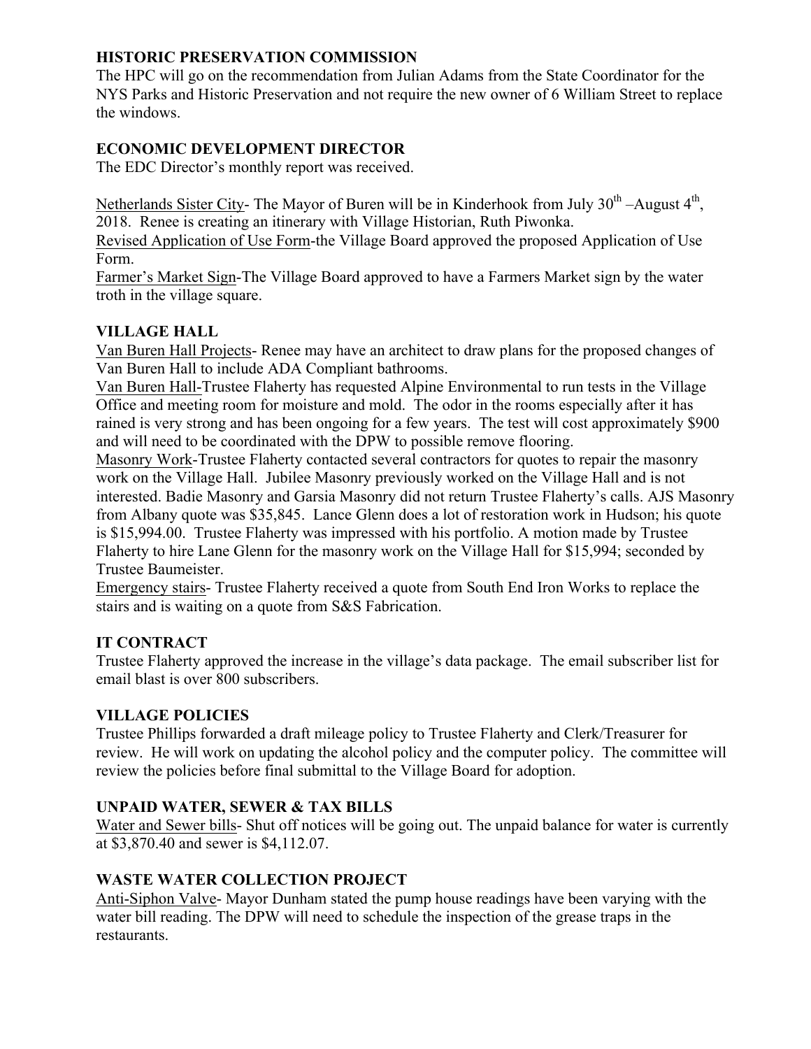## HISTORIC PRESERVATION COMMISSION

The HPC will go on the recommendation from Julian Adams from the State Coordinator for the NYS Parks and Historic Preservation and not require the new owner of 6 William Street to replace the windows.

## ECONOMIC DEVELOPMENT DIRECTOR

The EDC Director's monthly report was received.

Netherlands Sister City- The Mayor of Buren will be in Kinderhook from July 30th –August 4th, 2018. Renee is creating an itinerary with Village Historian, Ruth Piwonka.

Revised Application of Use Form-the Village Board approved the proposed Application of Use Form.

Farmer's Market Sign-The Village Board approved to have a Farmers Market sign by the water troth in the village square.

## VILLAGE HALL

Van Buren Hall Projects- Renee may have an architect to draw plans for the proposed changes of Van Buren Hall to include ADA Compliant bathrooms.

Van Buren Hall-Trustee Flaherty has requested Alpine Environmental to run tests in the Village Office and meeting room for moisture and mold. The odor in the rooms especially after it has rained is very strong and has been ongoing for a few years. The test will cost approximately $900 and will need to be coordinated with the DPW to possible remove flooring.

Masonry Work-Trustee Flaherty contacted several contractors for quotes to repair the masonry work on the Village Hall. Jubilee Masonry previously worked on the Village Hall and is not interested. Badie Masonry and Garsia Masonry did not return Trustee Flaherty's calls. AJS Masonry from Albany quote was $35,845. Lance Glenn does a lot of restoration work in Hudson; his quote is $15,994.00. Trustee Flaherty was impressed with his portfolio. A motion made by Trustee Flaherty to hire Lane Glenn for the masonry work on the Village Hall for $15,994; seconded by Trustee Baumeister.

Emergency stairs- Trustee Flaherty received a quote from South End Iron Works to replace the stairs and is waiting on a quote from S&S Fabrication.

## IT CONTRACT

Trustee Flaherty approved the increase in the village's data package. The email subscriber list for email blast is over 800 subscribers.

## VILLAGE POLICIES

Trustee Phillips forwarded a draft mileage policy to Trustee Flaherty and Clerk/Treasurer for review. He will work on updating the alcohol policy and the computer policy. The committee will review the policies before final submittal to the Village Board for adoption.

## UNPAID WATER, SEWER & TAX BILLS

Water and Sewer bills- Shut off notices will be going out. The unpaid balance for water is currently at $3,870.40 and sewer is $4,112.07.

## WASTE WATER COLLECTION PROJECT

Anti-Siphon Valve- Mayor Dunham stated the pump house readings have been varying with the water bill reading. The DPW will need to schedule the inspection of the grease traps in the restaurants.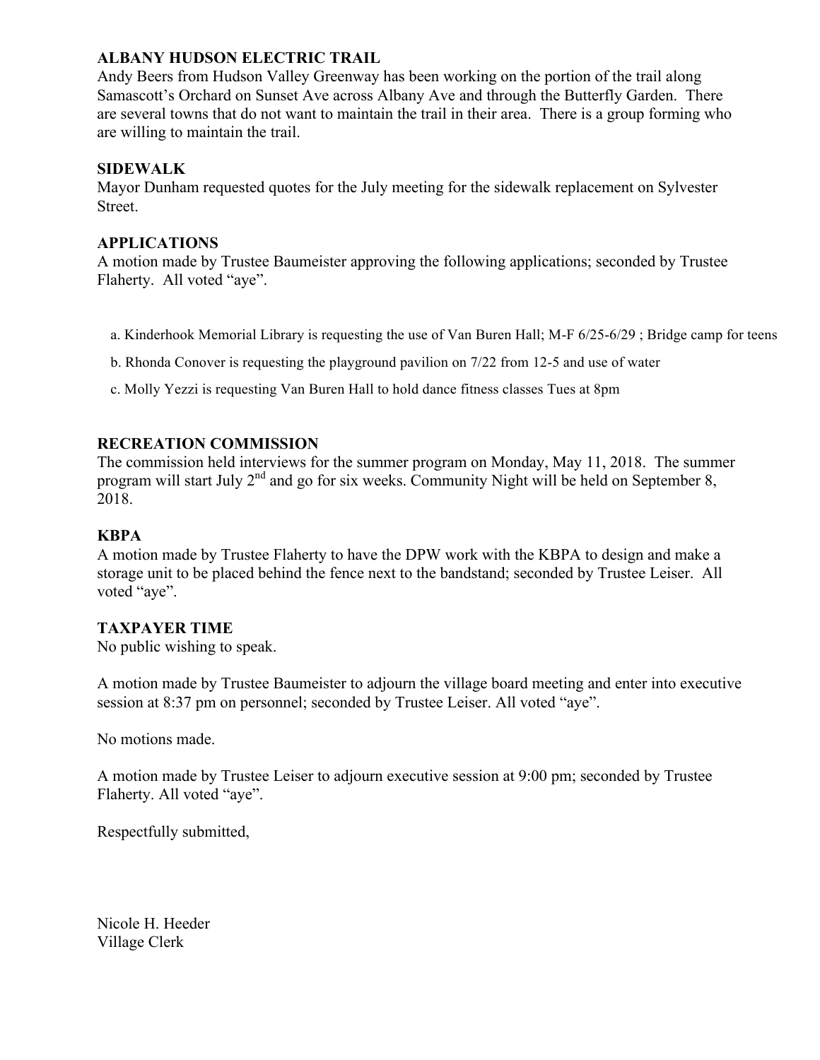**ALBANY HUDSON ELECTRIC TRAIL**
Andy Beers from Hudson Valley Greenway has been working on the portion of the trail along Samascott's Orchard on Sunset Ave across Albany Ave and through the Butterfly Garden. There are several towns that do not want to maintain the trail in their area. There is a group forming who are willing to maintain the trail.

**SIDEWALK**
Mayor Dunham requested quotes for the July meeting for the sidewalk replacement on Sylvester Street.

**APPLICATIONS**
A motion made by Trustee Baumeister approving the following applications; seconded by Trustee Flaherty. All voted "aye".

a. Kinderhook Memorial Library is requesting the use of Van Buren Hall; M-F 6/25-6/29 ; Bridge camp for teens

b. Rhonda Conover is requesting the playground pavilion on 7/22 from 12-5 and use of water

c. Molly Yezzi is requesting Van Buren Hall to hold dance fitness classes Tues at 8pm

**RECREATION COMMISSION**
The commission held interviews for the summer program on Monday, May 11, 2018. The summer program will start July 2nd and go for six weeks. Community Night will be held on September 8, 2018.

**KBPA**
A motion made by Trustee Flaherty to have the DPW work with the KBPA to design and make a storage unit to be placed behind the fence next to the bandstand; seconded by Trustee Leiser. All voted "aye".

**TAXPAYER TIME**
No public wishing to speak.

A motion made by Trustee Baumeister to adjourn the village board meeting and enter into executive session at 8:37 pm on personnel; seconded by Trustee Leiser. All voted "aye".

No motions made.

A motion made by Trustee Leiser to adjourn executive session at 9:00 pm; seconded by Trustee Flaherty. All voted "aye".

Respectfully submitted,

Nicole H. Heeder
Village Clerk